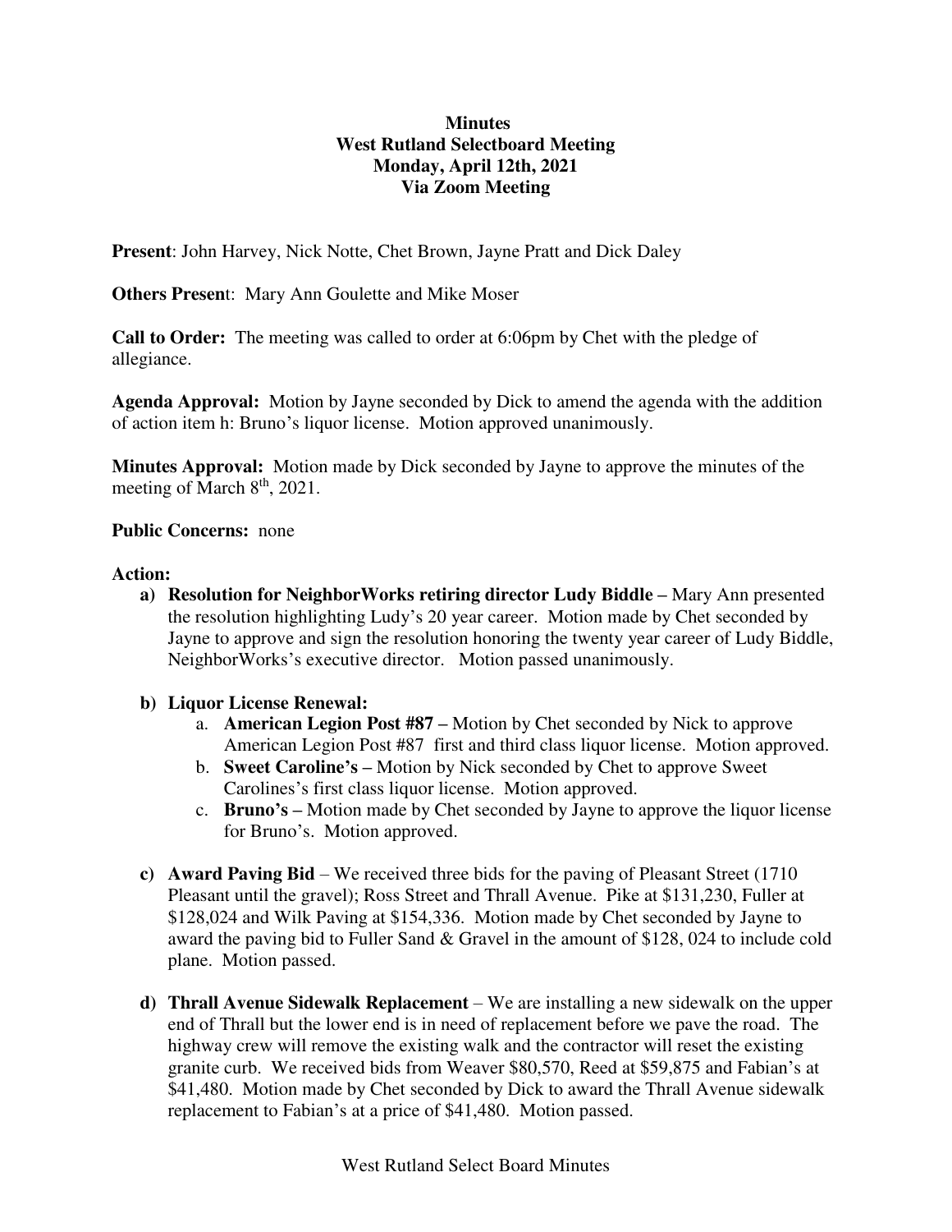**Minutes**
**West Rutland Selectboard Meeting**
**Monday, April 12th, 2021**
**Via Zoom Meeting**

**Present**: John Harvey, Nick Notte, Chet Brown, Jayne Pratt and Dick Daley

**Others Present**: Mary Ann Goulette and Mike Moser

**Call to Order:** The meeting was called to order at 6:06pm by Chet with the pledge of allegiance.

**Agenda Approval:** Motion by Jayne seconded by Dick to amend the agenda with the addition of action item h: Bruno's liquor license. Motion approved unanimously.

**Minutes Approval:** Motion made by Dick seconded by Jayne to approve the minutes of the meeting of March 8th, 2021.

**Public Concerns:** none

**Action:**

a) **Resolution for NeighborWorks retiring director Ludy Biddle –** Mary Ann presented the resolution highlighting Ludy's 20 year career. Motion made by Chet seconded by Jayne to approve and sign the resolution honoring the twenty year career of Ludy Biddle, NeighborWorks's executive director. Motion passed unanimously.

b) **Liquor License Renewal:**
   a. **American Legion Post #87 –** Motion by Chet seconded by Nick to approve American Legion Post #87 first and third class liquor license. Motion approved.
   b. **Sweet Caroline's –** Motion by Nick seconded by Chet to approve Sweet Carolines's first class liquor license. Motion approved.
   c. **Bruno's –** Motion made by Chet seconded by Jayne to approve the liquor license for Bruno's. Motion approved.

c) **Award Paving Bid** – We received three bids for the paving of Pleasant Street (1710 Pleasant until the gravel); Ross Street and Thrall Avenue. Pike at $131,230, Fuller at $128,024 and Wilk Paving at $154,336. Motion made by Chet seconded by Jayne to award the paving bid to Fuller Sand & Gravel in the amount of $128, 024 to include cold plane. Motion passed.

d) **Thrall Avenue Sidewalk Replacement** – We are installing a new sidewalk on the upper end of Thrall but the lower end is in need of replacement before we pave the road. The highway crew will remove the existing walk and the contractor will reset the existing granite curb. We received bids from Weaver $80,570, Reed at $59,875 and Fabian's at $41,480. Motion made by Chet seconded by Dick to award the Thrall Avenue sidewalk replacement to Fabian's at a price of $41,480. Motion passed.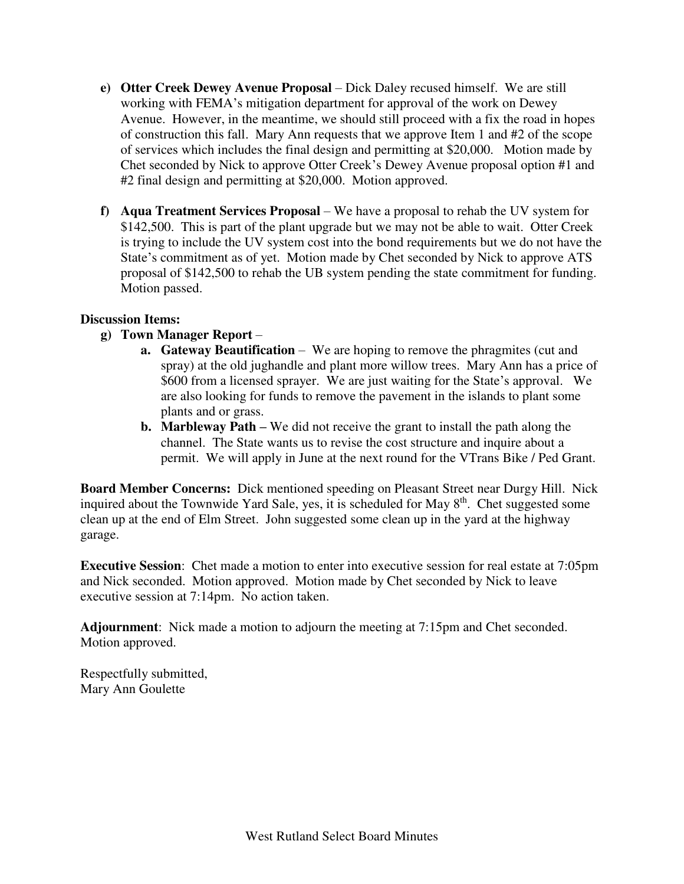e) **Otter Creek Dewey Avenue Proposal** – Dick Daley recused himself. We are still working with FEMA's mitigation department for approval of the work on Dewey Avenue. However, in the meantime, we should still proceed with a fix the road in hopes of construction this fall. Mary Ann requests that we approve Item 1 and #2 of the scope of services which includes the final design and permitting at $20,000. Motion made by Chet seconded by Nick to approve Otter Creek's Dewey Avenue proposal option #1 and #2 final design and permitting at $20,000. Motion approved.

f) **Aqua Treatment Services Proposal** – We have a proposal to rehab the UV system for $142,500. This is part of the plant upgrade but we may not be able to wait. Otter Creek is trying to include the UV system cost into the bond requirements but we do not have the State's commitment as of yet. Motion made by Chet seconded by Nick to approve ATS proposal of $142,500 to rehab the UB system pending the state commitment for funding. Motion passed.

**Discussion Items:**

g) **Town Manager Report** –

   a. **Gateway Beautification** – We are hoping to remove the phragmites (cut and spray) at the old jughandle and plant more willow trees. Mary Ann has a price of $600 from a licensed sprayer. We are just waiting for the State's approval. We are also looking for funds to remove the pavement in the islands to plant some plants and or grass.

   b. **Marbleway Path –** We did not receive the grant to install the path along the channel. The State wants us to revise the cost structure and inquire about a permit. We will apply in June at the next round for the VTrans Bike / Ped Grant.

**Board Member Concerns:** Dick mentioned speeding on Pleasant Street near Durgy Hill. Nick inquired about the Townwide Yard Sale, yes, it is scheduled for May 8th. Chet suggested some clean up at the end of Elm Street. John suggested some clean up in the yard at the highway garage.

**Executive Session**: Chet made a motion to enter into executive session for real estate at 7:05pm and Nick seconded. Motion approved. Motion made by Chet seconded by Nick to leave executive session at 7:14pm. No action taken.

**Adjournment**: Nick made a motion to adjourn the meeting at 7:15pm and Chet seconded. Motion approved.

Respectfully submitted,
Mary Ann Goulette